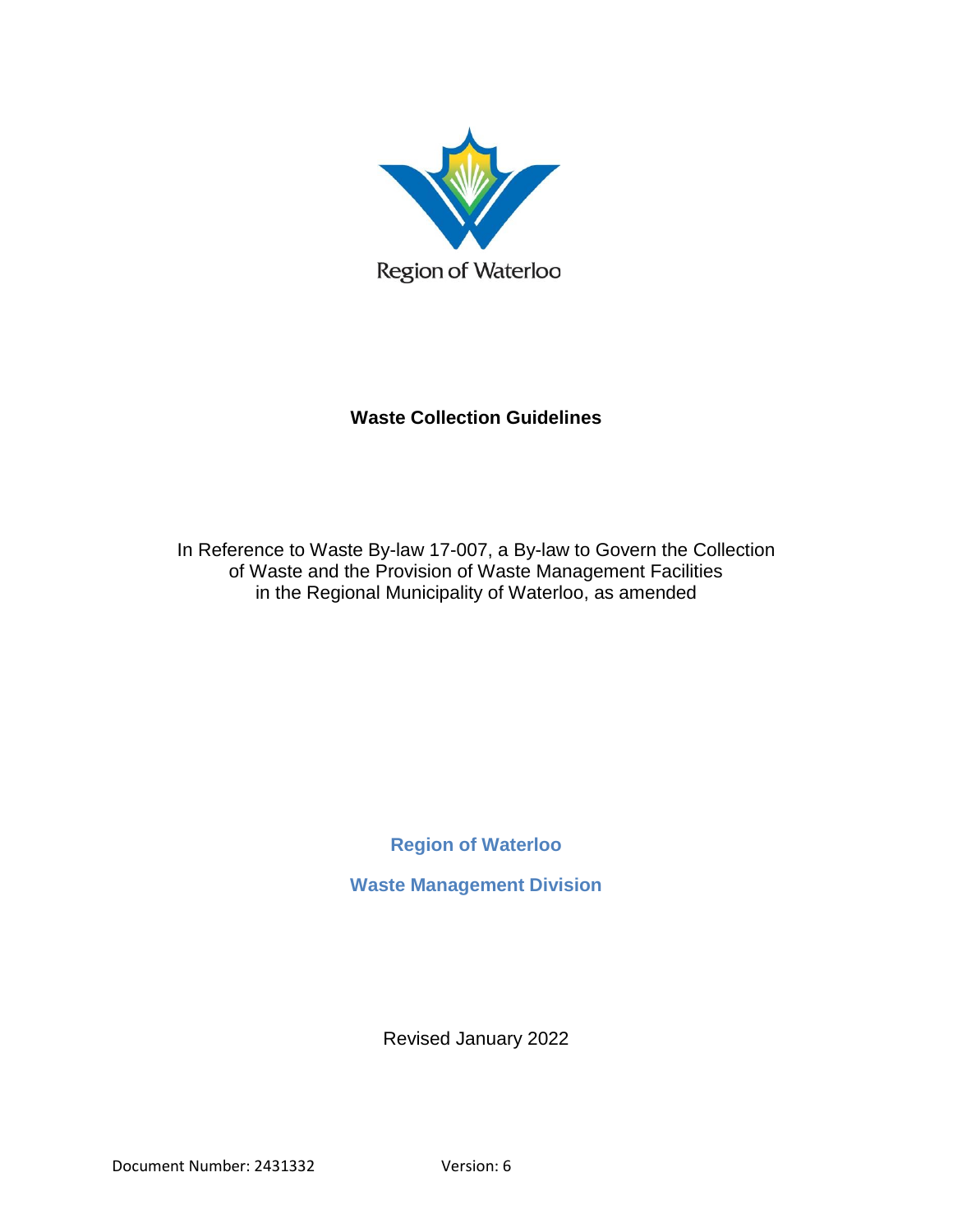Region of Waterloo

# Waste Collection Guidelines

In Reference to Waste By-law 17-007, a By-law to Govern the Collection of Waste and the Provision of Waste Management Facilities in the Regional Municipality of Waterloo, as amended

**Region of Waterloo**

**Waste Management Division**

Revised January 2022

Document Number: 2431332 Version: 6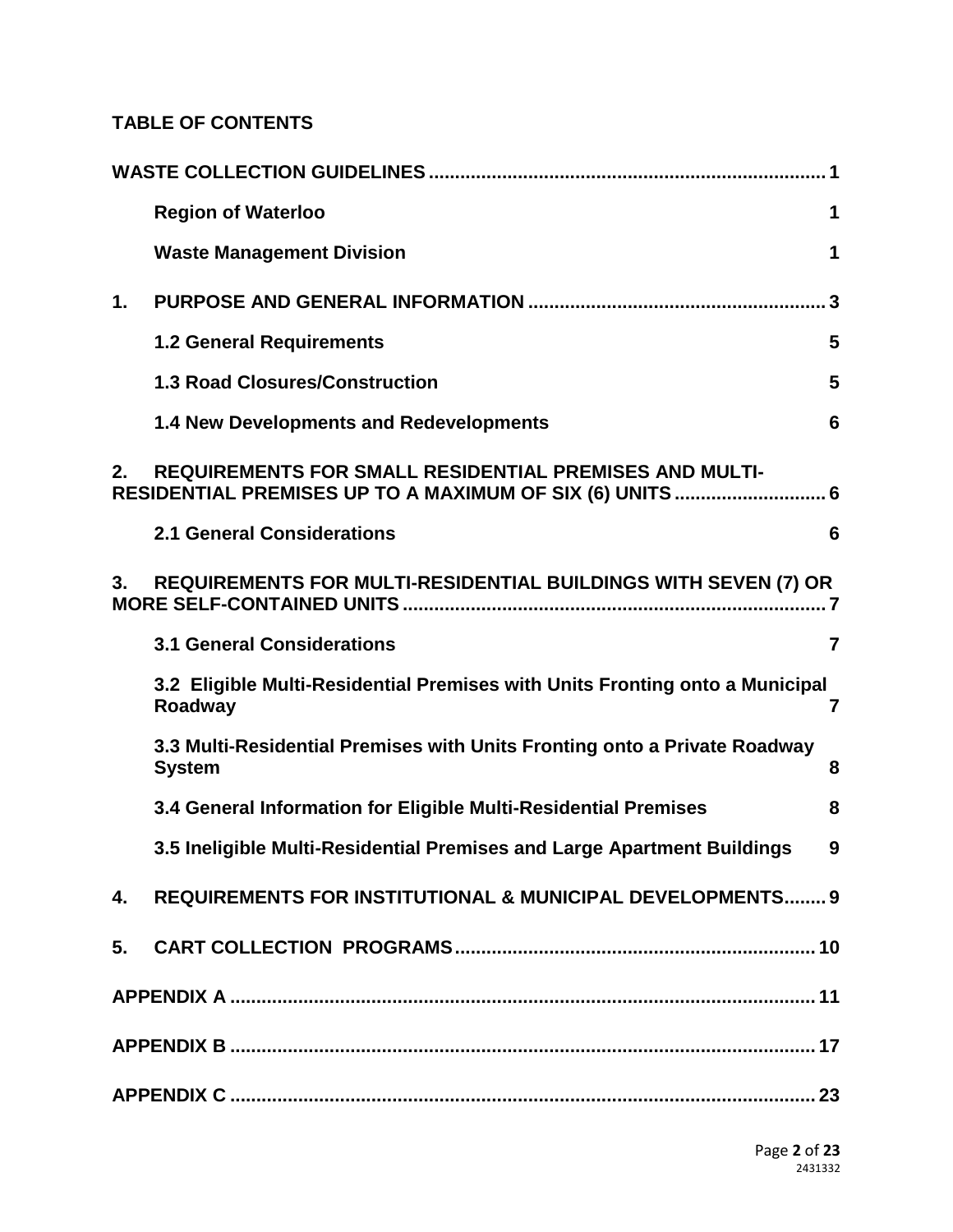## TABLE OF CONTENTS

| | |
|---|---|
| **WASTE COLLECTION GUIDELINES** | **1** |
| **Region of Waterloo** | **1** |
| **Waste Management Division** | **1** |
| **1. PURPOSE AND GENERAL INFORMATION** | **3** |
| **1.2 General Requirements** | **5** |
| **1.3 Road Closures/Construction** | **5** |
| **1.4 New Developments and Redevelopments** | **6** |
| **2. REQUIREMENTS FOR SMALL RESIDENTIAL PREMISES AND MULTI-RESIDENTIAL PREMISES UP TO A MAXIMUM OF SIX (6) UNITS** | **6** |
| **2.1 General Considerations** | **6** |
| **3. REQUIREMENTS FOR MULTI-RESIDENTIAL BUILDINGS WITH SEVEN (7) OR MORE SELF-CONTAINED UNITS** | **7** |
| **3.1 General Considerations** | **7** |
| **3.2 Eligible Multi-Residential Premises with Units Fronting onto a Municipal Roadway** | **7** |
| **3.3 Multi-Residential Premises with Units Fronting onto a Private Roadway System** | **8** |
| **3.4 General Information for Eligible Multi-Residential Premises** | **8** |
| **3.5 Ineligible Multi-Residential Premises and Large Apartment Buildings** | **9** |
| **4. REQUIREMENTS FOR INSTITUTIONAL & MUNICIPAL DEVELOPMENTS** | **9** |
| **5. CART COLLECTION PROGRAMS** | **10** |
| **APPENDIX A** | **11** |
| **APPENDIX B** | **17** |
| **APPENDIX C** | **23** |

2431332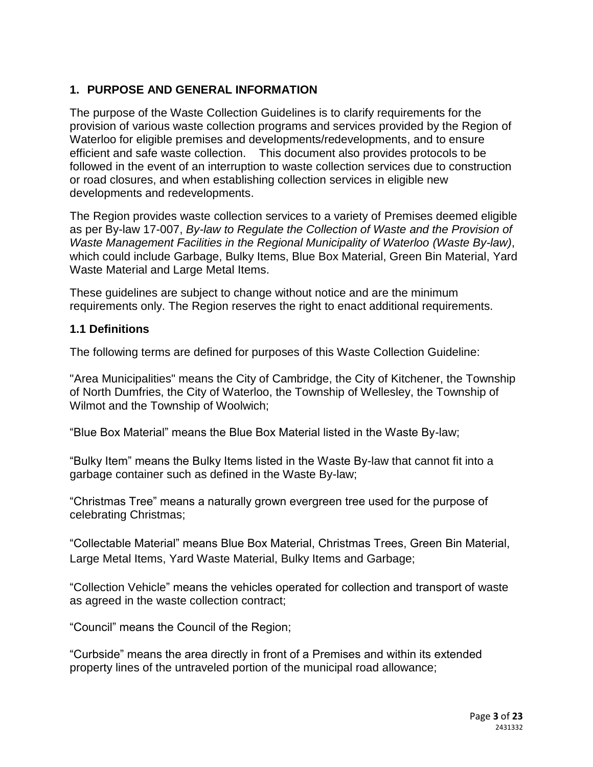## 1. PURPOSE AND GENERAL INFORMATION

The purpose of the Waste Collection Guidelines is to clarify requirements for the provision of various waste collection programs and services provided by the Region of Waterloo for eligible premises and developments/redevelopments, and to ensure efficient and safe waste collection. This document also provides protocols to be followed in the event of an interruption to waste collection services due to construction or road closures, and when establishing collection services in eligible new developments and redevelopments.

The Region provides waste collection services to a variety of Premises deemed eligible as per By-law 17-007, *By-law to Regulate the Collection of Waste and the Provision of Waste Management Facilities in the Regional Municipality of Waterloo (Waste By-law)*, which could include Garbage, Bulky Items, Blue Box Material, Green Bin Material, Yard Waste Material and Large Metal Items.

These guidelines are subject to change without notice and are the minimum requirements only. The Region reserves the right to enact additional requirements.

### 1.1 Definitions

The following terms are defined for purposes of this Waste Collection Guideline:

"Area Municipalities" means the City of Cambridge, the City of Kitchener, the Township of North Dumfries, the City of Waterloo, the Township of Wellesley, the Township of Wilmot and the Township of Woolwich;

“Blue Box Material” means the Blue Box Material listed in the Waste By-law;

“Bulky Item” means the Bulky Items listed in the Waste By-law that cannot fit into a garbage container such as defined in the Waste By-law;

“Christmas Tree” means a naturally grown evergreen tree used for the purpose of celebrating Christmas;

“Collectable Material” means Blue Box Material, Christmas Trees, Green Bin Material, Large Metal Items, Yard Waste Material, Bulky Items and Garbage;

“Collection Vehicle” means the vehicles operated for collection and transport of waste as agreed in the waste collection contract;

“Council” means the Council of the Region;

“Curbside” means the area directly in front of a Premises and within its extended property lines of the untraveled portion of the municipal road allowance;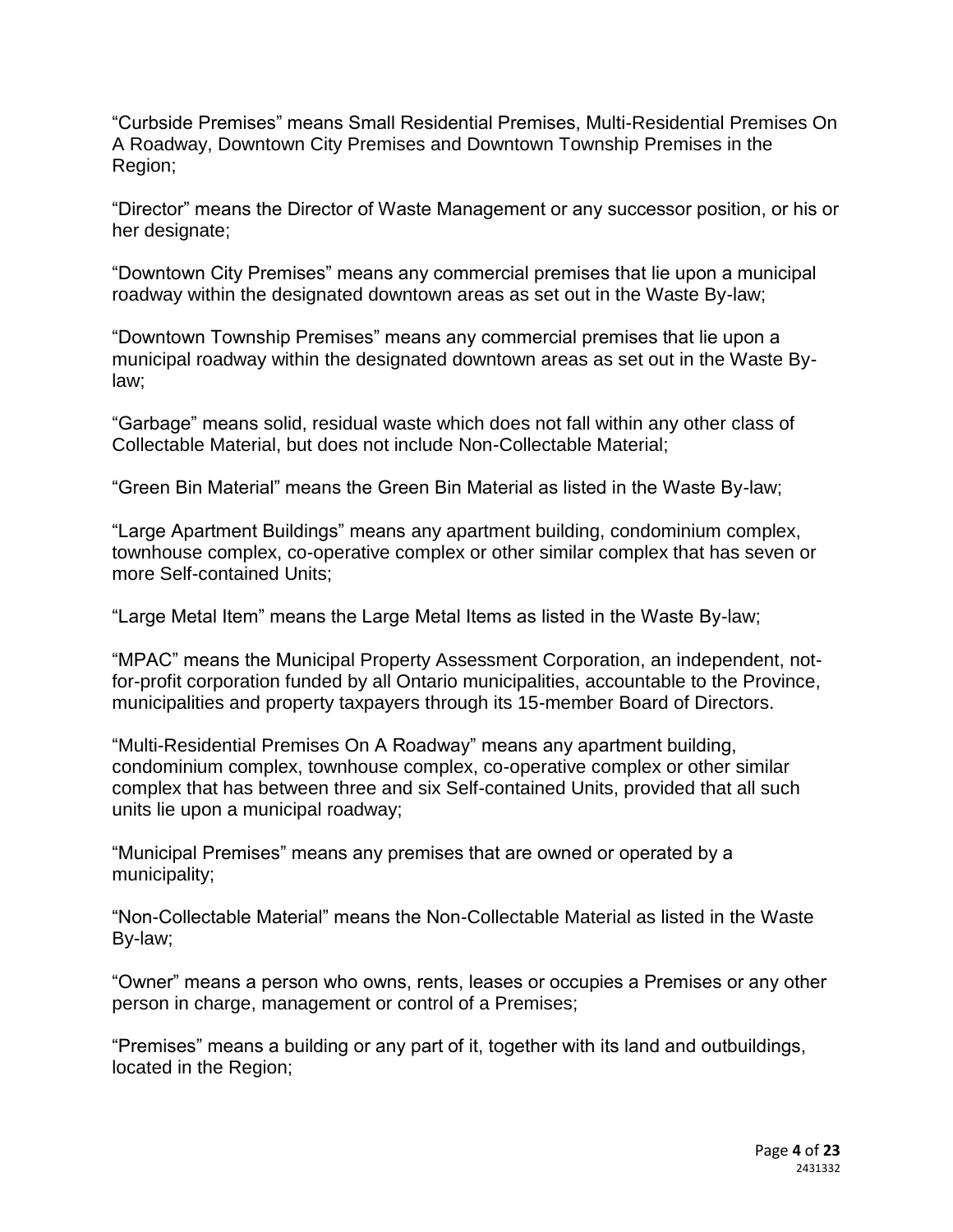“Curbside Premises” means Small Residential Premises, Multi-Residential Premises On A Roadway, Downtown City Premises and Downtown Township Premises in the Region;

“Director” means the Director of Waste Management or any successor position, or his or her designate;

“Downtown City Premises” means any commercial premises that lie upon a municipal roadway within the designated downtown areas as set out in the Waste By-law;

“Downtown Township Premises” means any commercial premises that lie upon a municipal roadway within the designated downtown areas as set out in the Waste By-law;

“Garbage” means solid, residual waste which does not fall within any other class of Collectable Material, but does not include Non-Collectable Material;

“Green Bin Material” means the Green Bin Material as listed in the Waste By-law;

“Large Apartment Buildings” means any apartment building, condominium complex, townhouse complex, co-operative complex or other similar complex that has seven or more Self-contained Units;

“Large Metal Item” means the Large Metal Items as listed in the Waste By-law;

“MPAC” means the Municipal Property Assessment Corporation, an independent, not-for-profit corporation funded by all Ontario municipalities, accountable to the Province, municipalities and property taxpayers through its 15-member Board of Directors.

“Multi-Residential Premises On A Roadway” means any apartment building, condominium complex, townhouse complex, co-operative complex or other similar complex that has between three and six Self-contained Units, provided that all such units lie upon a municipal roadway;

“Municipal Premises” means any premises that are owned or operated by a municipality;

“Non-Collectable Material” means the Non-Collectable Material as listed in the Waste By-law;

“Owner” means a person who owns, rents, leases or occupies a Premises or any other person in charge, management or control of a Premises;

“Premises” means a building or any part of it, together with its land and outbuildings, located in the Region;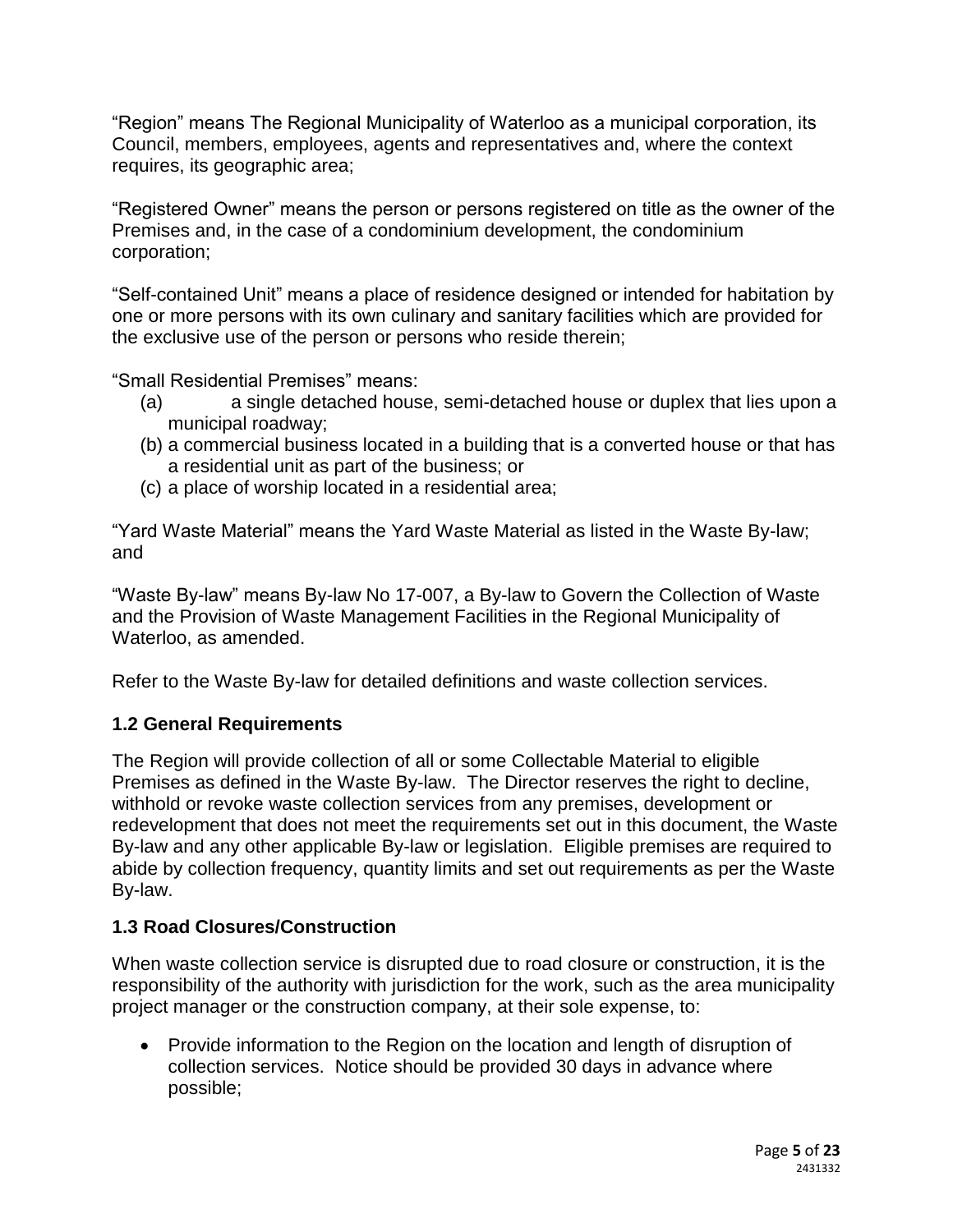"Region" means The Regional Municipality of Waterloo as a municipal corporation, its Council, members, employees, agents and representatives and, where the context requires, its geographic area;

"Registered Owner" means the person or persons registered on title as the owner of the Premises and, in the case of a condominium development, the condominium corporation;

"Self-contained Unit" means a place of residence designed or intended for habitation by one or more persons with its own culinary and sanitary facilities which are provided for the exclusive use of the person or persons who reside therein;

"Small Residential Premises" means:

(a) a single detached house, semi-detached house or duplex that lies upon a municipal roadway;

(b) a commercial business located in a building that is a converted house or that has a residential unit as part of the business; or

(c) a place of worship located in a residential area;

"Yard Waste Material" means the Yard Waste Material as listed in the Waste By-law; and

"Waste By-law" means By-law No 17-007, a By-law to Govern the Collection of Waste and the Provision of Waste Management Facilities in the Regional Municipality of Waterloo, as amended.

Refer to the Waste By-law for detailed definitions and waste collection services.

### 1.2 General Requirements

The Region will provide collection of all or some Collectable Material to eligible Premises as defined in the Waste By-law. The Director reserves the right to decline, withhold or revoke waste collection services from any premises, development or redevelopment that does not meet the requirements set out in this document, the Waste By-law and any other applicable By-law or legislation. Eligible premises are required to abide by collection frequency, quantity limits and set out requirements as per the Waste By-law.

### 1.3 Road Closures/Construction

When waste collection service is disrupted due to road closure or construction, it is the responsibility of the authority with jurisdiction for the work, such as the area municipality project manager or the construction company, at their sole expense, to:

- Provide information to the Region on the location and length of disruption of collection services. Notice should be provided 30 days in advance where possible;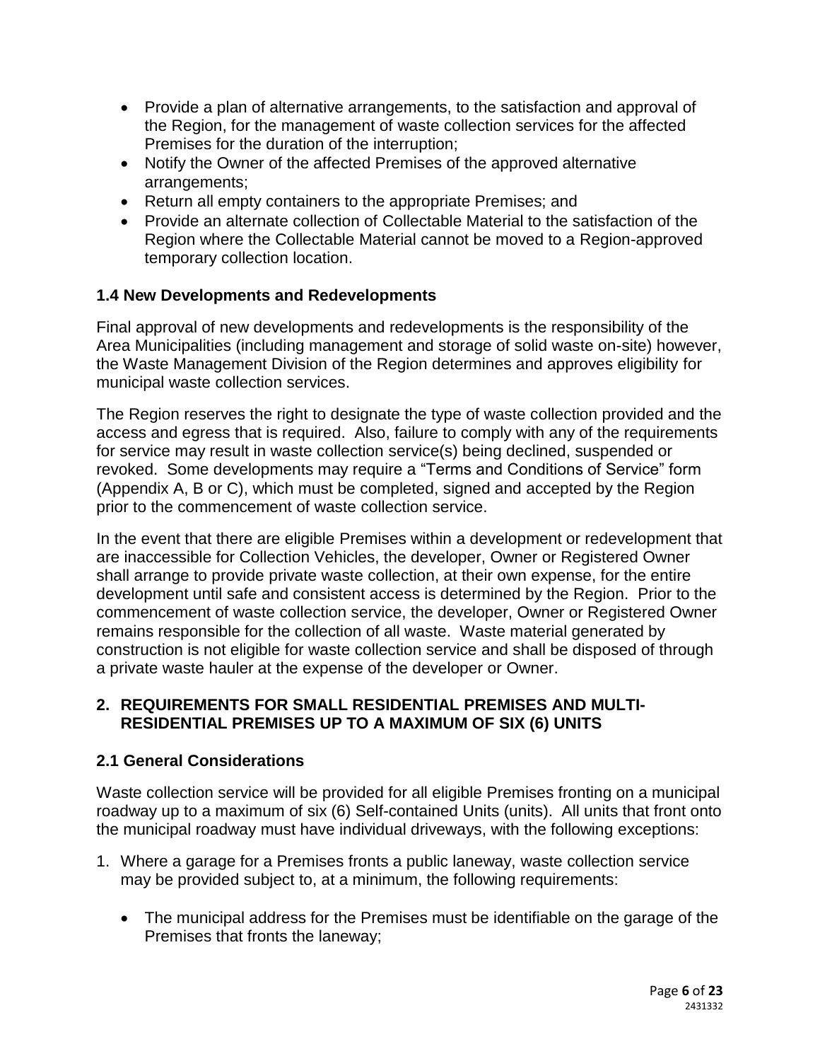- Provide a plan of alternative arrangements, to the satisfaction and approval of the Region, for the management of waste collection services for the affected Premises for the duration of the interruption;
- Notify the Owner of the affected Premises of the approved alternative arrangements;
- Return all empty containers to the appropriate Premises; and
- Provide an alternate collection of Collectable Material to the satisfaction of the Region where the Collectable Material cannot be moved to a Region-approved temporary collection location.

### 1.4 New Developments and Redevelopments

Final approval of new developments and redevelopments is the responsibility of the Area Municipalities (including management and storage of solid waste on-site) however, the Waste Management Division of the Region determines and approves eligibility for municipal waste collection services.

The Region reserves the right to designate the type of waste collection provided and the access and egress that is required. Also, failure to comply with any of the requirements for service may result in waste collection service(s) being declined, suspended or revoked. Some developments may require a "Terms and Conditions of Service" form (Appendix A, B or C), which must be completed, signed and accepted by the Region prior to the commencement of waste collection service.

In the event that there are eligible Premises within a development or redevelopment that are inaccessible for Collection Vehicles, the developer, Owner or Registered Owner shall arrange to provide private waste collection, at their own expense, for the entire development until safe and consistent access is determined by the Region. Prior to the commencement of waste collection service, the developer, Owner or Registered Owner remains responsible for the collection of all waste. Waste material generated by construction is not eligible for waste collection service and shall be disposed of through a private waste hauler at the expense of the developer or Owner.

## 2. REQUIREMENTS FOR SMALL RESIDENTIAL PREMISES AND MULTI-RESIDENTIAL PREMISES UP TO A MAXIMUM OF SIX (6) UNITS

### 2.1 General Considerations

Waste collection service will be provided for all eligible Premises fronting on a municipal roadway up to a maximum of six (6) Self-contained Units (units). All units that front onto the municipal roadway must have individual driveways, with the following exceptions:

1. Where a garage for a Premises fronts a public laneway, waste collection service may be provided subject to, at a minimum, the following requirements:

   - The municipal address for the Premises must be identifiable on the garage of the Premises that fronts the laneway;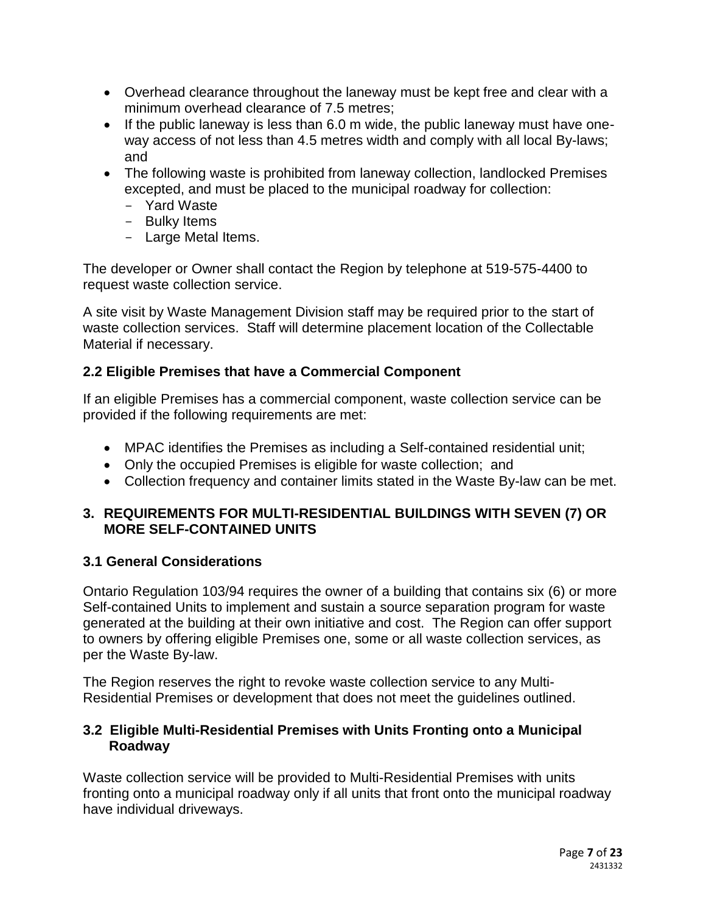- Overhead clearance throughout the laneway must be kept free and clear with a minimum overhead clearance of 7.5 metres;
- If the public laneway is less than 6.0 m wide, the public laneway must have one-way access of not less than 4.5 metres width and comply with all local By-laws; and
- The following waste is prohibited from laneway collection, landlocked Premises excepted, and must be placed to the municipal roadway for collection:
  - Yard Waste
  - Bulky Items
  - Large Metal Items.

The developer or Owner shall contact the Region by telephone at 519-575-4400 to request waste collection service.

A site visit by Waste Management Division staff may be required prior to the start of waste collection services. Staff will determine placement location of the Collectable Material if necessary.

### 2.2 Eligible Premises that have a Commercial Component

If an eligible Premises has a commercial component, waste collection service can be provided if the following requirements are met:

- MPAC identifies the Premises as including a Self-contained residential unit;
- Only the occupied Premises is eligible for waste collection; and
- Collection frequency and container limits stated in the Waste By-law can be met.

## 3. REQUIREMENTS FOR MULTI-RESIDENTIAL BUILDINGS WITH SEVEN (7) OR MORE SELF-CONTAINED UNITS

### 3.1 General Considerations

Ontario Regulation 103/94 requires the owner of a building that contains six (6) or more Self-contained Units to implement and sustain a source separation program for waste generated at the building at their own initiative and cost. The Region can offer support to owners by offering eligible Premises one, some or all waste collection services, as per the Waste By-law.

The Region reserves the right to revoke waste collection service to any Multi-Residential Premises or development that does not meet the guidelines outlined.

### 3.2 Eligible Multi-Residential Premises with Units Fronting onto a Municipal Roadway

Waste collection service will be provided to Multi-Residential Premises with units fronting onto a municipal roadway only if all units that front onto the municipal roadway have individual driveways.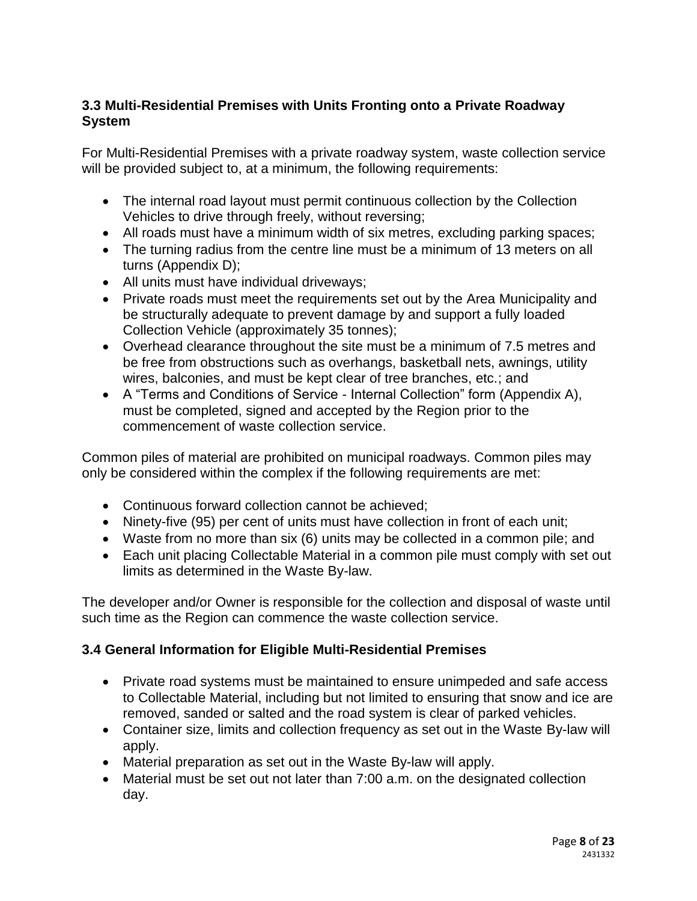### 3.3 Multi-Residential Premises with Units Fronting onto a Private Roadway System

For Multi-Residential Premises with a private roadway system, waste collection service will be provided subject to, at a minimum, the following requirements:

- The internal road layout must permit continuous collection by the Collection Vehicles to drive through freely, without reversing;
- All roads must have a minimum width of six metres, excluding parking spaces;
- The turning radius from the centre line must be a minimum of 13 meters on all turns (Appendix D);
- All units must have individual driveways;
- Private roads must meet the requirements set out by the Area Municipality and be structurally adequate to prevent damage by and support a fully loaded Collection Vehicle (approximately 35 tonnes);
- Overhead clearance throughout the site must be a minimum of 7.5 metres and be free from obstructions such as overhangs, basketball nets, awnings, utility wires, balconies, and must be kept clear of tree branches, etc.; and
- A "Terms and Conditions of Service - Internal Collection" form (Appendix A), must be completed, signed and accepted by the Region prior to the commencement of waste collection service.

Common piles of material are prohibited on municipal roadways. Common piles may only be considered within the complex if the following requirements are met:

- Continuous forward collection cannot be achieved;
- Ninety-five (95) per cent of units must have collection in front of each unit;
- Waste from no more than six (6) units may be collected in a common pile; and
- Each unit placing Collectable Material in a common pile must comply with set out limits as determined in the Waste By-law.

The developer and/or Owner is responsible for the collection and disposal of waste until such time as the Region can commence the waste collection service.

### 3.4 General Information for Eligible Multi-Residential Premises

- Private road systems must be maintained to ensure unimpeded and safe access to Collectable Material, including but not limited to ensuring that snow and ice are removed, sanded or salted and the road system is clear of parked vehicles.
- Container size, limits and collection frequency as set out in the Waste By-law will apply.
- Material preparation as set out in the Waste By-law will apply.
- Material must be set out not later than 7:00 a.m. on the designated collection day.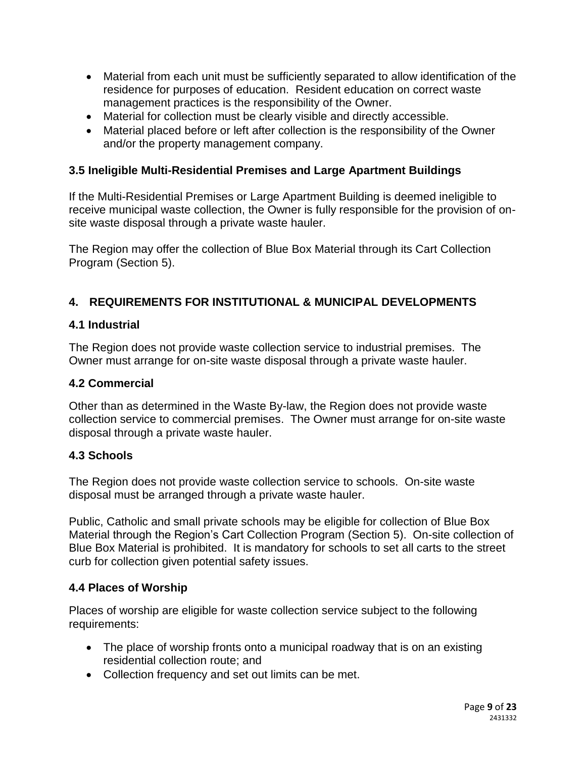- Material from each unit must be sufficiently separated to allow identification of the residence for purposes of education. Resident education on correct waste management practices is the responsibility of the Owner.
- Material for collection must be clearly visible and directly accessible.
- Material placed before or left after collection is the responsibility of the Owner and/or the property management company.

### 3.5 Ineligible Multi-Residential Premises and Large Apartment Buildings

If the Multi-Residential Premises or Large Apartment Building is deemed ineligible to receive municipal waste collection, the Owner is fully responsible for the provision of on-site waste disposal through a private waste hauler.

The Region may offer the collection of Blue Box Material through its Cart Collection Program (Section 5).

## 4. REQUIREMENTS FOR INSTITUTIONAL & MUNICIPAL DEVELOPMENTS

### 4.1 Industrial

The Region does not provide waste collection service to industrial premises. The Owner must arrange for on-site waste disposal through a private waste hauler.

### 4.2 Commercial

Other than as determined in the Waste By-law, the Region does not provide waste collection service to commercial premises. The Owner must arrange for on-site waste disposal through a private waste hauler.

### 4.3 Schools

The Region does not provide waste collection service to schools. On-site waste disposal must be arranged through a private waste hauler.

Public, Catholic and small private schools may be eligible for collection of Blue Box Material through the Region's Cart Collection Program (Section 5). On-site collection of Blue Box Material is prohibited. It is mandatory for schools to set all carts to the street curb for collection given potential safety issues.

### 4.4 Places of Worship

Places of worship are eligible for waste collection service subject to the following requirements:

- The place of worship fronts onto a municipal roadway that is on an existing residential collection route; and
- Collection frequency and set out limits can be met.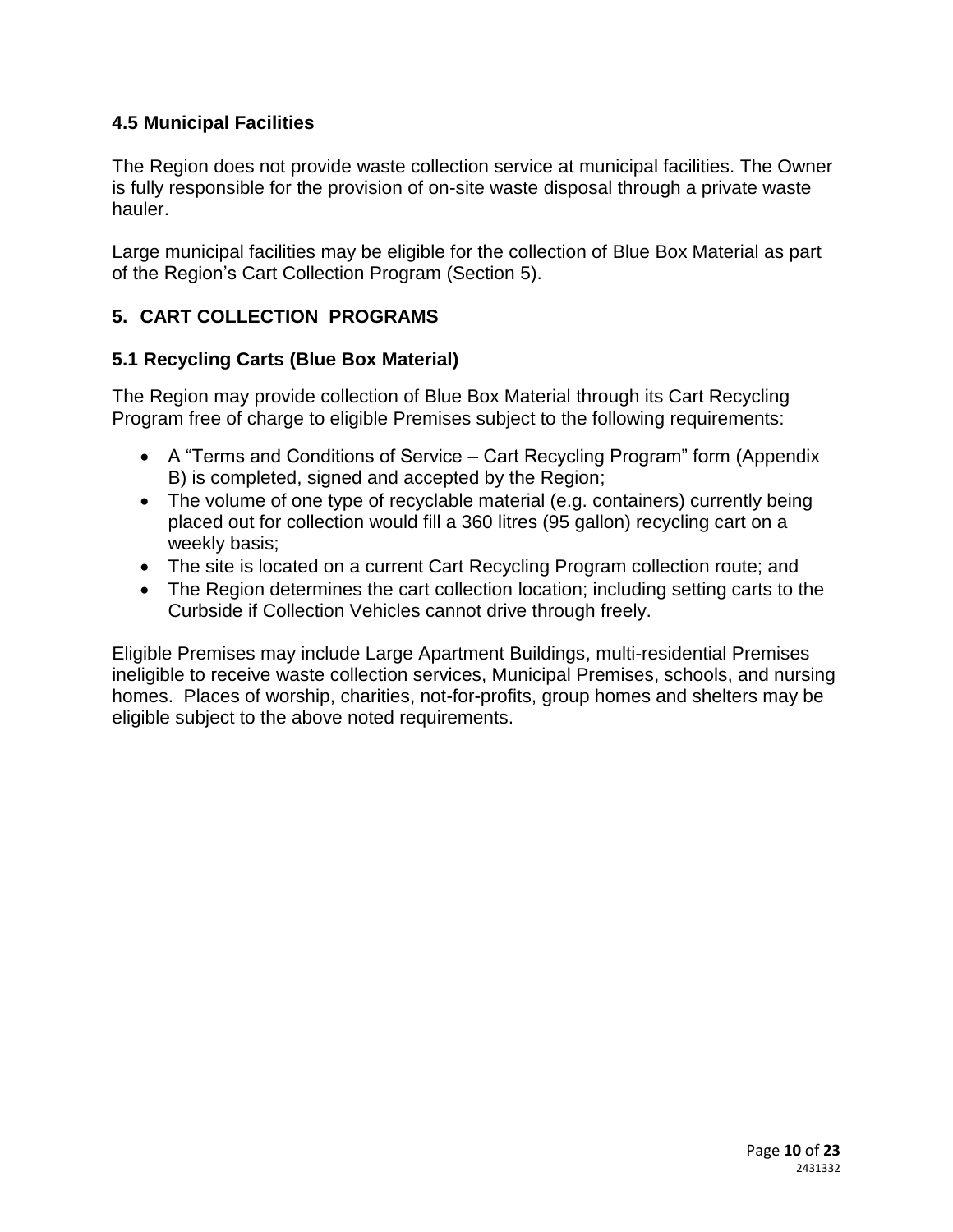### 4.5 Municipal Facilities

The Region does not provide waste collection service at municipal facilities. The Owner is fully responsible for the provision of on-site waste disposal through a private waste hauler.

Large municipal facilities may be eligible for the collection of Blue Box Material as part of the Region's Cart Collection Program (Section 5).

## 5. CART COLLECTION PROGRAMS

### 5.1 Recycling Carts (Blue Box Material)

The Region may provide collection of Blue Box Material through its Cart Recycling Program free of charge to eligible Premises subject to the following requirements:

- A "Terms and Conditions of Service – Cart Recycling Program" form (Appendix B) is completed, signed and accepted by the Region;
- The volume of one type of recyclable material (e.g. containers) currently being placed out for collection would fill a 360 litres (95 gallon) recycling cart on a weekly basis;
- The site is located on a current Cart Recycling Program collection route; and
- The Region determines the cart collection location; including setting carts to the Curbside if Collection Vehicles cannot drive through freely.

Eligible Premises may include Large Apartment Buildings, multi-residential Premises ineligible to receive waste collection services, Municipal Premises, schools, and nursing homes. Places of worship, charities, not-for-profits, group homes and shelters may be eligible subject to the above noted requirements.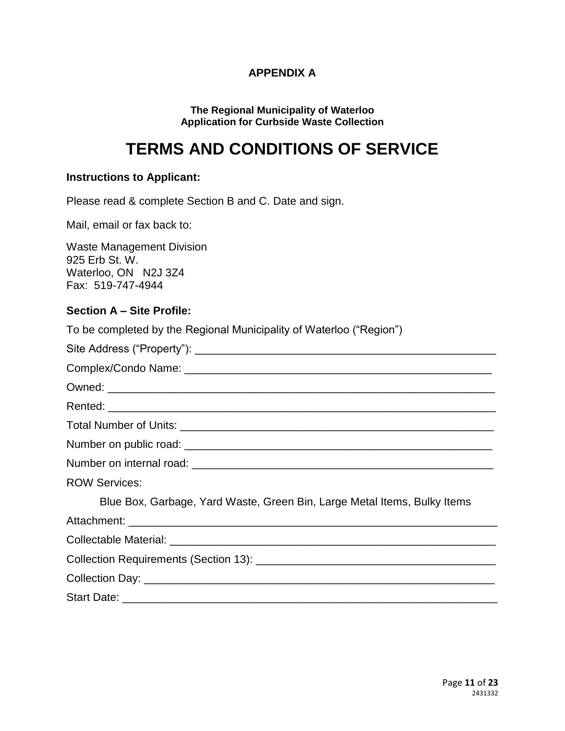**APPENDIX A**

**The Regional Municipality of Waterloo**
**Application for Curbside Waste Collection**

# TERMS AND CONDITIONS OF SERVICE

### Instructions to Applicant:

Please read & complete Section B and C. Date and sign.

Mail, email or fax back to:

Waste Management Division
925 Erb St. W.
Waterloo, ON N2J 3Z4
Fax: 519-747-4944

### Section A – Site Profile:

To be completed by the Regional Municipality of Waterloo ("Region")

Site Address ("Property"): ___________________________________________________

Complex/Condo Name: ___________________________________________________

Owned: ___________________________________________________________

Rented: ___________________________________________________________

Total Number of Units: ________________________________________________

Number on public road: ________________________________________________

Number on internal road: ______________________________________________

ROW Services:

Blue Box, Garbage, Yard Waste, Green Bin, Large Metal Items, Bulky Items

Attachment: _______________________________________________________

Collectable Material: _______________________________________________

Collection Requirements (Section 13): ______________________________________

Collection Day: ___________________________________________________

Start Date: _______________________________________________________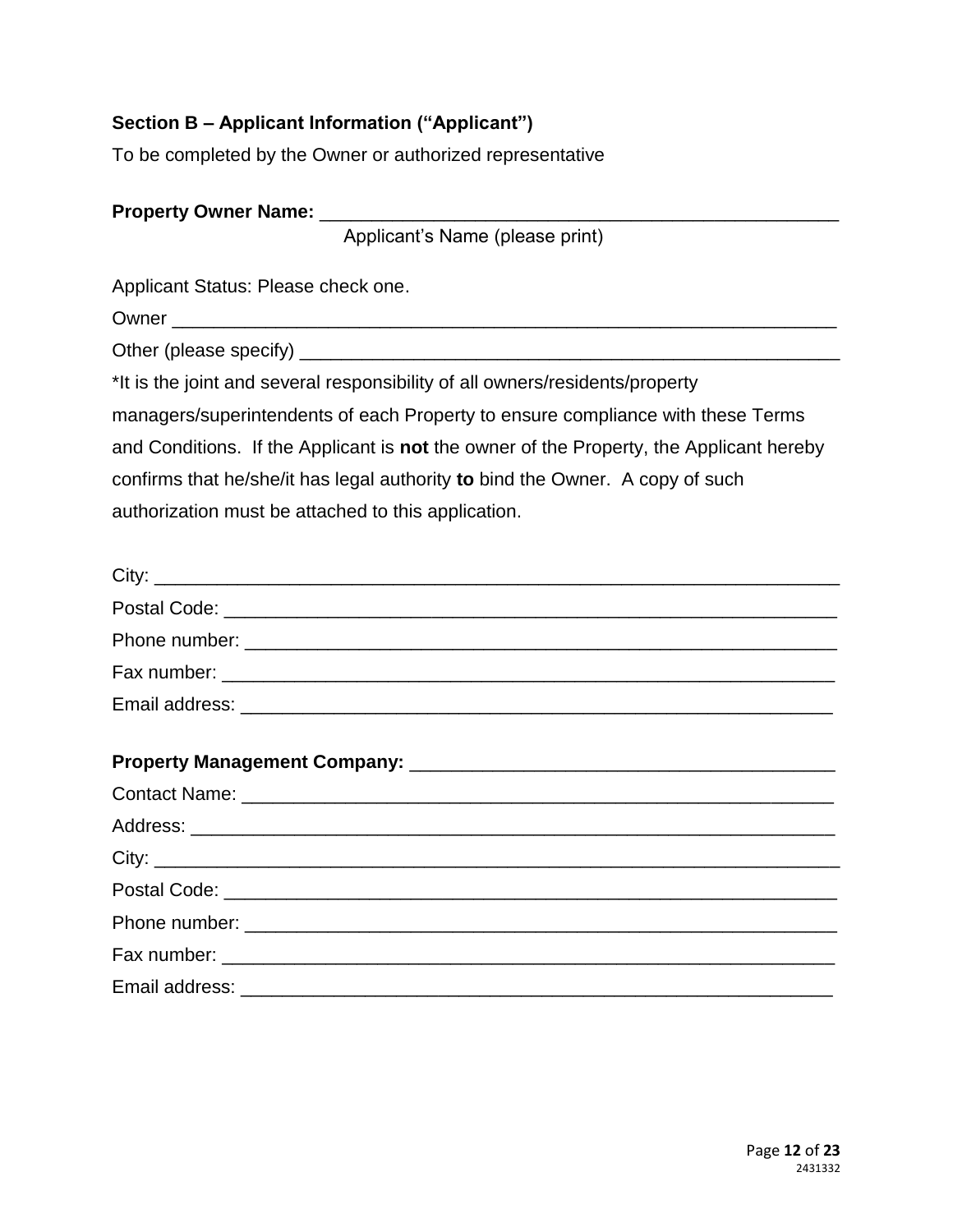### Section B – Applicant Information ("Applicant")

To be completed by the Owner or authorized representative

**Property Owner Name:** ___________________________________________________

Applicant's Name (please print)

Applicant Status: Please check one.

Owner _______________________________________________________________

Other (please specify) ___________________________________________________

*It is the joint and several responsibility of all owners/residents/property managers/superintendents of each Property to ensure compliance with these Terms and Conditions. If the Applicant is **not** the owner of the Property, the Applicant hereby confirms that he/she/it has legal authority **to** bind the Owner. A copy of such authorization must be attached to this application.

City: ________________________________________________________________

Postal Code: __________________________________________________________

Phone number: ________________________________________________________

Fax number: __________________________________________________________

Email address: ________________________________________________________

**Property Management Company:** _______________________________________

Contact Name: ________________________________________________________

Address: _____________________________________________________________

City: ________________________________________________________________

Postal Code: __________________________________________________________

Phone number: ________________________________________________________

Fax number: __________________________________________________________

Email address: ________________________________________________________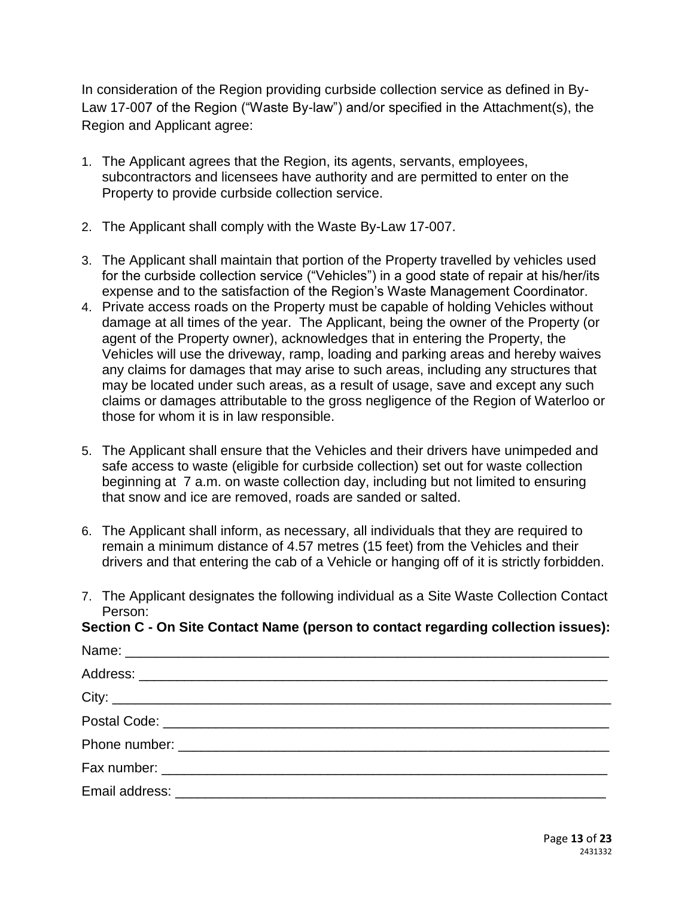In consideration of the Region providing curbside collection service as defined in By-Law 17-007 of the Region ("Waste By-law") and/or specified in the Attachment(s), the Region and Applicant agree:

1. The Applicant agrees that the Region, its agents, servants, employees, subcontractors and licensees have authority and are permitted to enter on the Property to provide curbside collection service.

2. The Applicant shall comply with the Waste By-Law 17-007.

3. The Applicant shall maintain that portion of the Property travelled by vehicles used for the curbside collection service ("Vehicles") in a good state of repair at his/her/its expense and to the satisfaction of the Region's Waste Management Coordinator.

4. Private access roads on the Property must be capable of holding Vehicles without damage at all times of the year. The Applicant, being the owner of the Property (or agent of the Property owner), acknowledges that in entering the Property, the Vehicles will use the driveway, ramp, loading and parking areas and hereby waives any claims for damages that may arise to such areas, including any structures that may be located under such areas, as a result of usage, save and except any such claims or damages attributable to the gross negligence of the Region of Waterloo or those for whom it is in law responsible.

5. The Applicant shall ensure that the Vehicles and their drivers have unimpeded and safe access to waste (eligible for curbside collection) set out for waste collection beginning at 7 a.m. on waste collection day, including but not limited to ensuring that snow and ice are removed, roads are sanded or salted.

6. The Applicant shall inform, as necessary, all individuals that they are required to remain a minimum distance of 4.57 metres (15 feet) from the Vehicles and their drivers and that entering the cab of a Vehicle or hanging off of it is strictly forbidden.

7. The Applicant designates the following individual as a Site Waste Collection Contact Person:

**Section C - On Site Contact Name (person to contact regarding collection issues):**

Name: ____________________________________________________________

Address: __________________________________________________________

City: ______________________________________________________________

Postal Code: _______________________________________________________

Phone number: _____________________________________________________

Fax number: _______________________________________________________

Email address: _____________________________________________________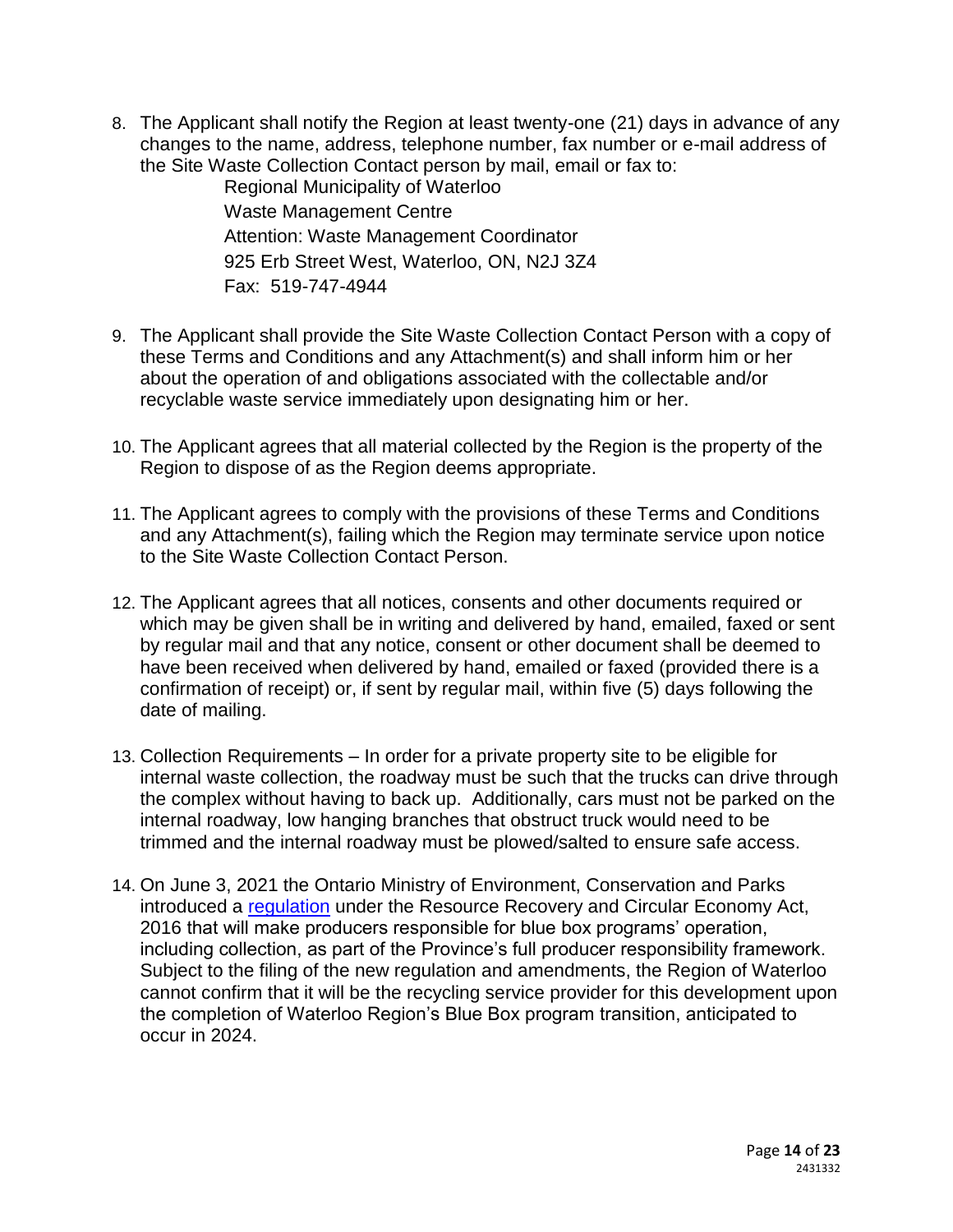8. The Applicant shall notify the Region at least twenty-one (21) days in advance of any changes to the name, address, telephone number, fax number or e-mail address of the Site Waste Collection Contact person by mail, email or fax to:

   Regional Municipality of Waterloo
   Waste Management Centre
   Attention: Waste Management Coordinator
   925 Erb Street West, Waterloo, ON, N2J 3Z4
   Fax: 519-747-4944

9. The Applicant shall provide the Site Waste Collection Contact Person with a copy of these Terms and Conditions and any Attachment(s) and shall inform him or her about the operation of and obligations associated with the collectable and/or recyclable waste service immediately upon designating him or her.

10. The Applicant agrees that all material collected by the Region is the property of the Region to dispose of as the Region deems appropriate.

11. The Applicant agrees to comply with the provisions of these Terms and Conditions and any Attachment(s), failing which the Region may terminate service upon notice to the Site Waste Collection Contact Person.

12. The Applicant agrees that all notices, consents and other documents required or which may be given shall be in writing and delivered by hand, emailed, faxed or sent by regular mail and that any notice, consent or other document shall be deemed to have been received when delivered by hand, emailed or faxed (provided there is a confirmation of receipt) or, if sent by regular mail, within five (5) days following the date of mailing.

13. Collection Requirements – In order for a private property site to be eligible for internal waste collection, the roadway must be such that the trucks can drive through the complex without having to back up. Additionally, cars must not be parked on the internal roadway, low hanging branches that obstruct truck would need to be trimmed and the internal roadway must be plowed/salted to ensure safe access.

14. On June 3, 2021 the Ontario Ministry of Environment, Conservation and Parks introduced a regulation under the Resource Recovery and Circular Economy Act, 2016 that will make producers responsible for blue box programs' operation, including collection, as part of the Province's full producer responsibility framework. Subject to the filing of the new regulation and amendments, the Region of Waterloo cannot confirm that it will be the recycling service provider for this development upon the completion of Waterloo Region's Blue Box program transition, anticipated to occur in 2024.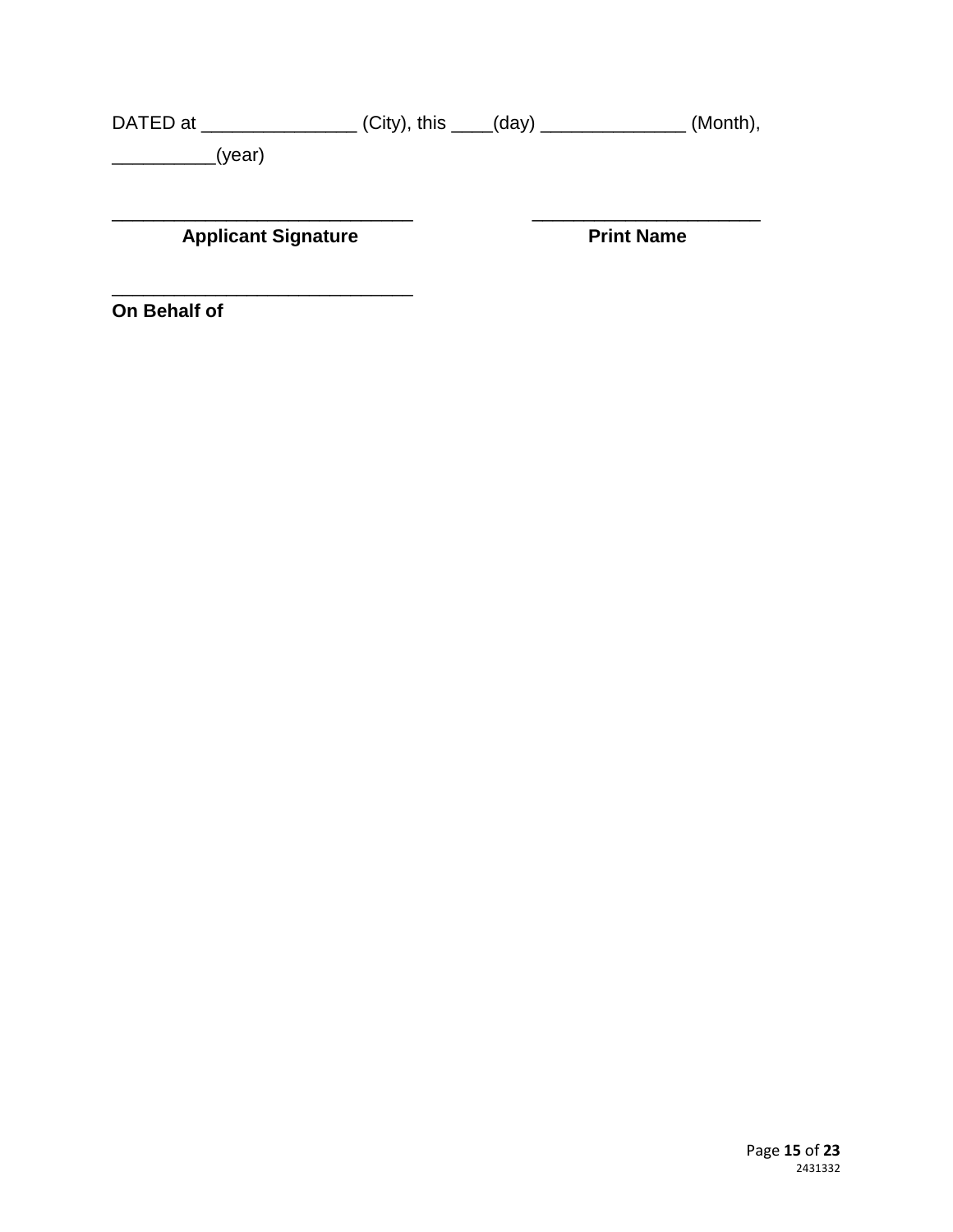DATED at _______________ (City), this ____(day) ______________ (Month), __________(year)

______________________________ **Applicant Signature**

______________________ **Print Name**

______________________________ **On Behalf of**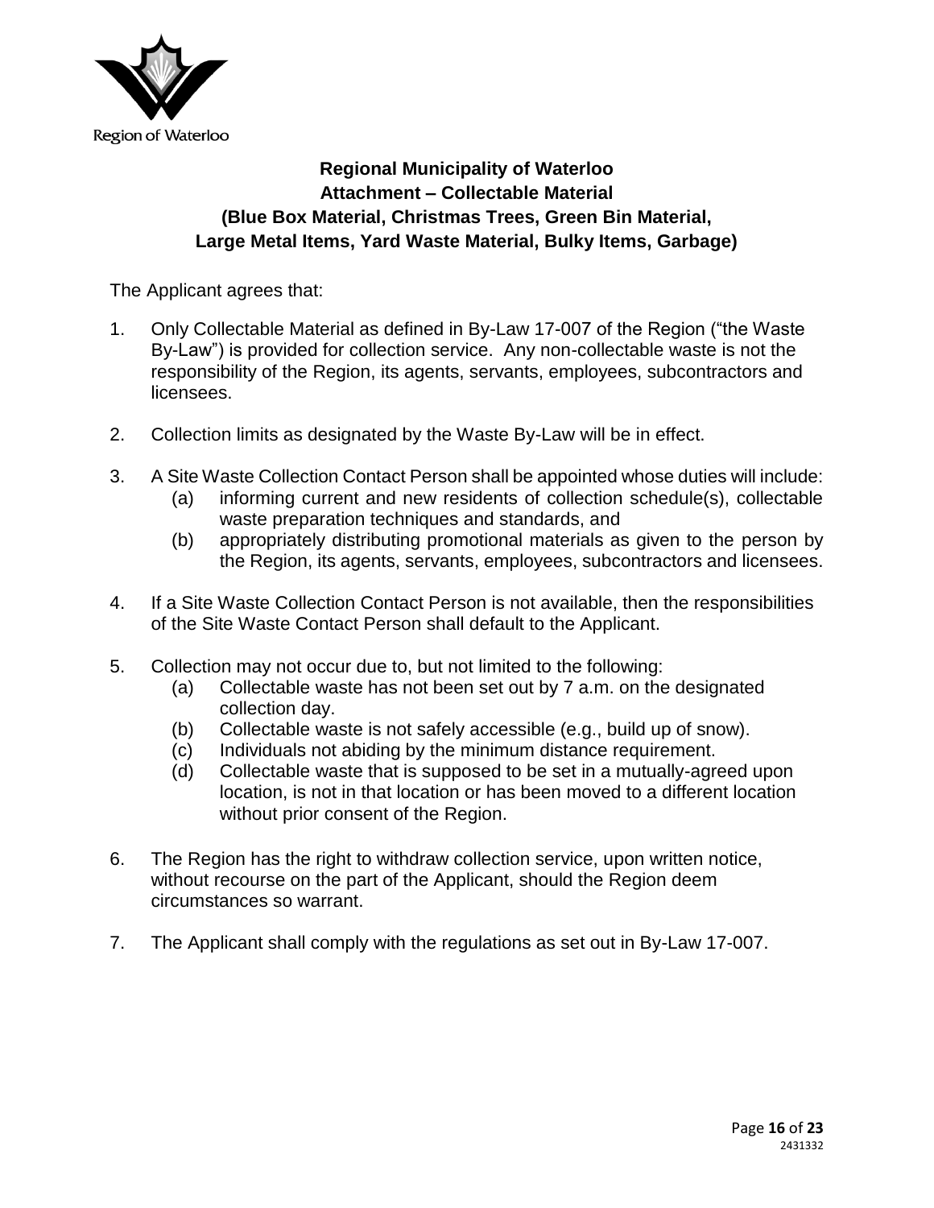Region of Waterloo

**Regional Municipality of Waterloo**
**Attachment – Collectable Material**
**(Blue Box Material, Christmas Trees, Green Bin Material, Large Metal Items, Yard Waste Material, Bulky Items, Garbage)**

The Applicant agrees that:

1. Only Collectable Material as defined in By-Law 17-007 of the Region ("the Waste By-Law") is provided for collection service. Any non-collectable waste is not the responsibility of the Region, its agents, servants, employees, subcontractors and licensees.

2. Collection limits as designated by the Waste By-Law will be in effect.

3. A Site Waste Collection Contact Person shall be appointed whose duties will include:
   (a) informing current and new residents of collection schedule(s), collectable waste preparation techniques and standards, and
   (b) appropriately distributing promotional materials as given to the person by the Region, its agents, servants, employees, subcontractors and licensees.

4. If a Site Waste Collection Contact Person is not available, then the responsibilities of the Site Waste Contact Person shall default to the Applicant.

5. Collection may not occur due to, but not limited to the following:
   (a) Collectable waste has not been set out by 7 a.m. on the designated collection day.
   (b) Collectable waste is not safely accessible (e.g., build up of snow).
   (c) Individuals not abiding by the minimum distance requirement.
   (d) Collectable waste that is supposed to be set in a mutually-agreed upon location, is not in that location or has been moved to a different location without prior consent of the Region.

6. The Region has the right to withdraw collection service, upon written notice, without recourse on the part of the Applicant, should the Region deem circumstances so warrant.

7. The Applicant shall comply with the regulations as set out in By-Law 17-007.

2431332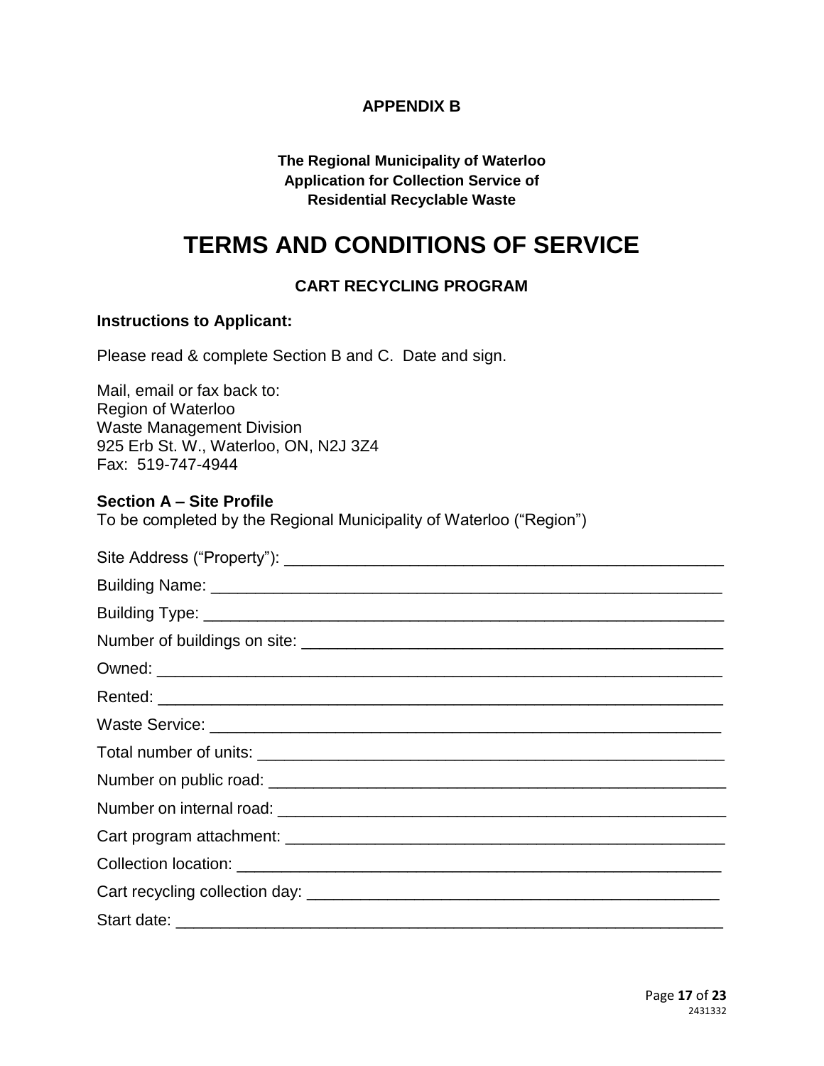**APPENDIX B**

**The Regional Municipality of Waterloo**
**Application for Collection Service of**
**Residential Recyclable Waste**

# TERMS AND CONDITIONS OF SERVICE

### CART RECYCLING PROGRAM

**Instructions to Applicant:**

Please read & complete Section B and C. Date and sign.

Mail, email or fax back to:
Region of Waterloo
Waste Management Division
925 Erb St. W., Waterloo, ON, N2J 3Z4
Fax: 519-747-4944

**Section A – Site Profile**
To be completed by the Regional Municipality of Waterloo ("Region")

Site Address ("Property"): ___________________________________________________

Building Name: ___________________________________________________________

Building Type: ____________________________________________________________

Number of buildings on site: _________________________________________________

Owned: _________________________________________________________________

Rented: _________________________________________________________________

Waste Service: ___________________________________________________________

Total number of units: ______________________________________________________

Number on public road: _____________________________________________________

Number on internal road: ____________________________________________________

Cart program attachment: ___________________________________________________

Collection location: ________________________________________________________

Cart recycling collection day: ________________________________________________

Start date: _______________________________________________________________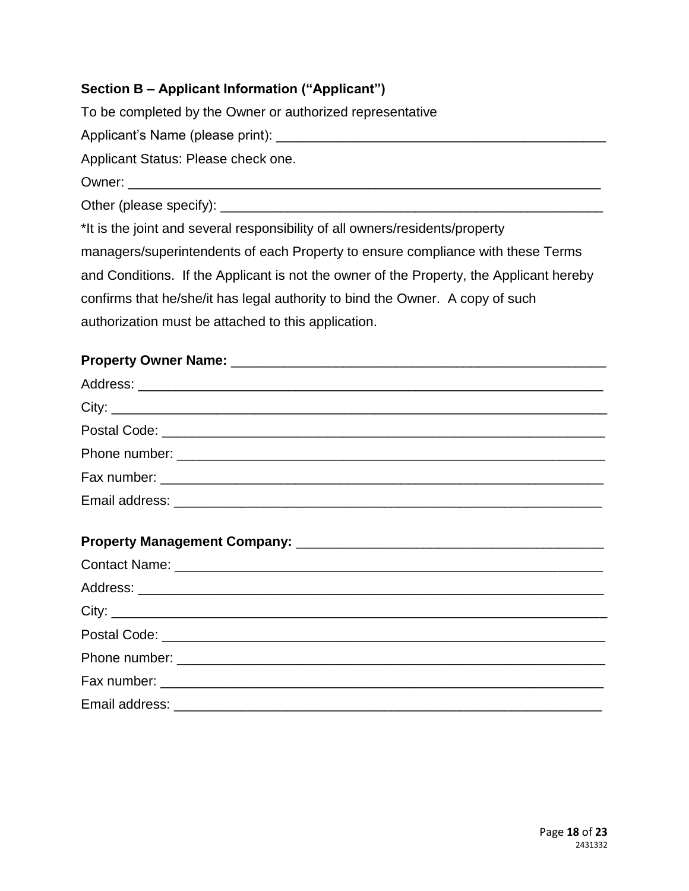**Section B – Applicant Information ("Applicant")**

To be completed by the Owner or authorized representative

Applicant's Name (please print): ____________________________________________

Applicant Status: Please check one.

Owner: ______________________________________________________________

Other (please specify): ___________________________________________________

*It is the joint and several responsibility of all owners/residents/property managers/superintendents of each Property to ensure compliance with these Terms and Conditions. If the Applicant is not the owner of the Property, the Applicant hereby confirms that he/she/it has legal authority to bind the Owner. A copy of such authorization must be attached to this application.

**Property Owner Name:** __________________________________________________

Address: ____________________________________________________________

City: _______________________________________________________________

Postal Code: _________________________________________________________

Phone number: _______________________________________________________

Fax number: _________________________________________________________

Email address: _______________________________________________________

**Property Management Company:** ________________________________________

Contact Name: _______________________________________________________

Address: ____________________________________________________________

City: _______________________________________________________________

Postal Code: _________________________________________________________

Phone number: _______________________________________________________

Fax number: _________________________________________________________

Email address: _______________________________________________________

2431332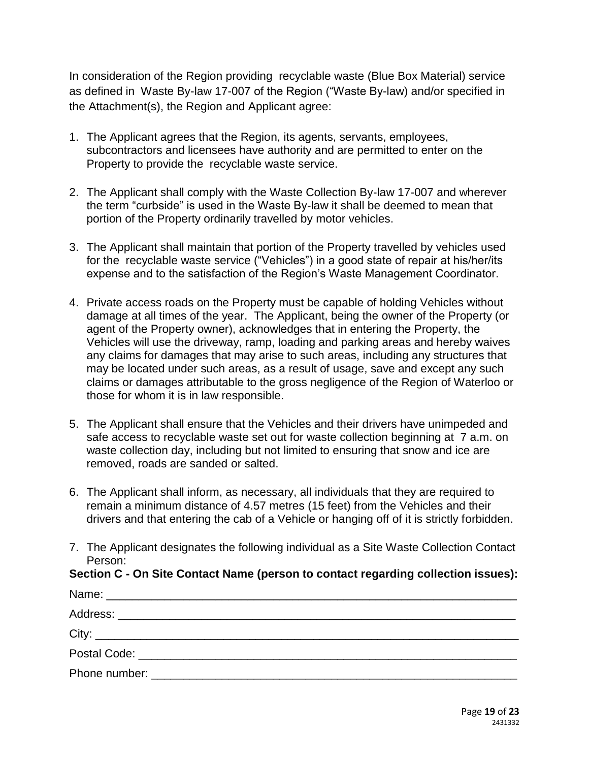In consideration of the Region providing recyclable waste (Blue Box Material) service as defined in Waste By-law 17-007 of the Region ("Waste By-law) and/or specified in the Attachment(s), the Region and Applicant agree:

1. The Applicant agrees that the Region, its agents, servants, employees, subcontractors and licensees have authority and are permitted to enter on the Property to provide the recyclable waste service.

2. The Applicant shall comply with the Waste Collection By-law 17-007 and wherever the term "curbside" is used in the Waste By-law it shall be deemed to mean that portion of the Property ordinarily travelled by motor vehicles.

3. The Applicant shall maintain that portion of the Property travelled by vehicles used for the recyclable waste service ("Vehicles") in a good state of repair at his/her/its expense and to the satisfaction of the Region's Waste Management Coordinator.

4. Private access roads on the Property must be capable of holding Vehicles without damage at all times of the year. The Applicant, being the owner of the Property (or agent of the Property owner), acknowledges that in entering the Property, the Vehicles will use the driveway, ramp, loading and parking areas and hereby waives any claims for damages that may arise to such areas, including any structures that may be located under such areas, as a result of usage, save and except any such claims or damages attributable to the gross negligence of the Region of Waterloo or those for whom it is in law responsible.

5. The Applicant shall ensure that the Vehicles and their drivers have unimpeded and safe access to recyclable waste set out for waste collection beginning at 7 a.m. on waste collection day, including but not limited to ensuring that snow and ice are removed, roads are sanded or salted.

6. The Applicant shall inform, as necessary, all individuals that they are required to remain a minimum distance of 4.57 metres (15 feet) from the Vehicles and their drivers and that entering the cab of a Vehicle or hanging off of it is strictly forbidden.

7. The Applicant designates the following individual as a Site Waste Collection Contact Person:

**Section C - On Site Contact Name (person to contact regarding collection issues):**

Name: ____________________________________________

Address: ____________________________________________

City: ____________________________________________

Postal Code: ____________________________________________

Phone number: ____________________________________________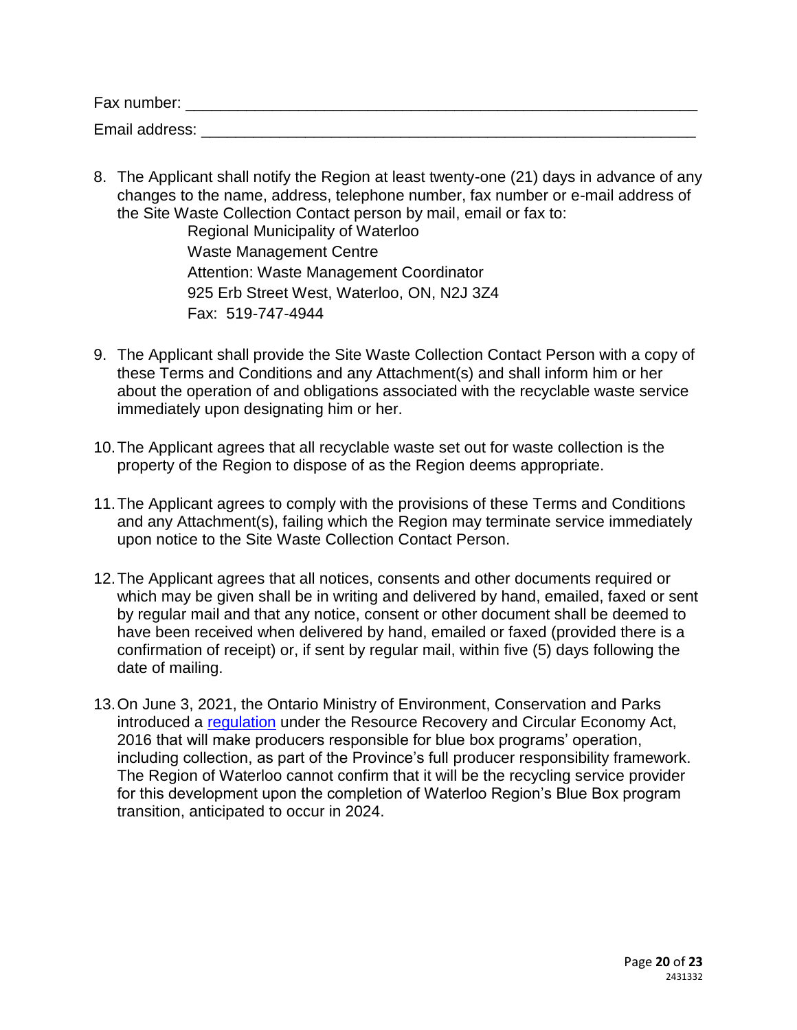Fax number: ____________________________________________________________

Email address: __________________________________________________________

8. The Applicant shall notify the Region at least twenty-one (21) days in advance of any changes to the name, address, telephone number, fax number or e-mail address of the Site Waste Collection Contact person by mail, email or fax to:

   Regional Municipality of Waterloo
   Waste Management Centre
   Attention: Waste Management Coordinator
   925 Erb Street West, Waterloo, ON, N2J 3Z4
   Fax: 519-747-4944

9. The Applicant shall provide the Site Waste Collection Contact Person with a copy of these Terms and Conditions and any Attachment(s) and shall inform him or her about the operation of and obligations associated with the recyclable waste service immediately upon designating him or her.

10. The Applicant agrees that all recyclable waste set out for waste collection is the property of the Region to dispose of as the Region deems appropriate.

11. The Applicant agrees to comply with the provisions of these Terms and Conditions and any Attachment(s), failing which the Region may terminate service immediately upon notice to the Site Waste Collection Contact Person.

12. The Applicant agrees that all notices, consents and other documents required or which may be given shall be in writing and delivered by hand, emailed, faxed or sent by regular mail and that any notice, consent or other document shall be deemed to have been received when delivered by hand, emailed or faxed (provided there is a confirmation of receipt) or, if sent by regular mail, within five (5) days following the date of mailing.

13. On June 3, 2021, the Ontario Ministry of Environment, Conservation and Parks introduced a regulation under the Resource Recovery and Circular Economy Act, 2016 that will make producers responsible for blue box programs' operation, including collection, as part of the Province's full producer responsibility framework. The Region of Waterloo cannot confirm that it will be the recycling service provider for this development upon the completion of Waterloo Region's Blue Box program transition, anticipated to occur in 2024.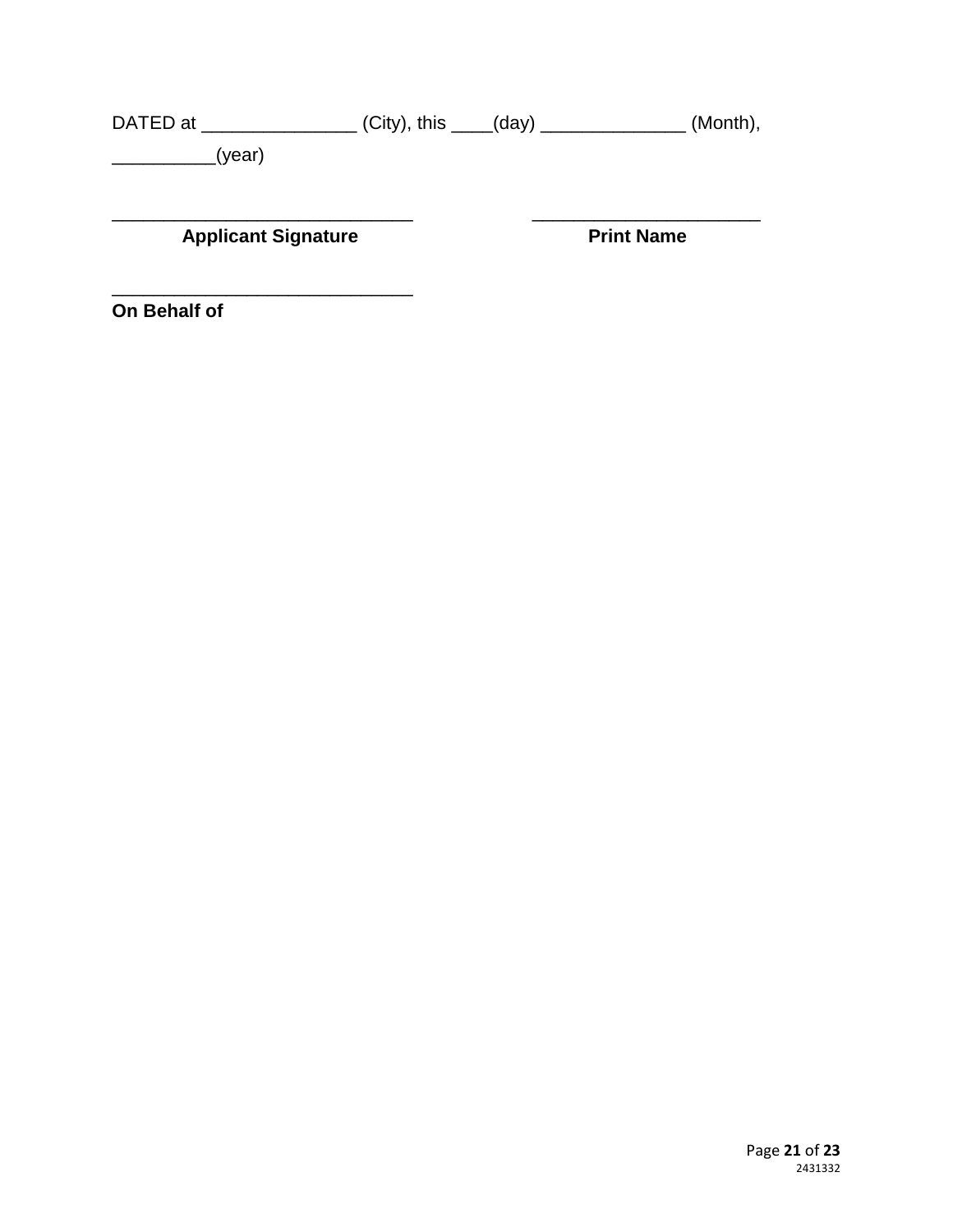DATED at _______________ (City), this ____(day) ______________ (Month), __________(year)

| ______________________________ | ______________________ |
|---|---|
| **Applicant Signature** | **Print Name** |

______________________________
**On Behalf of**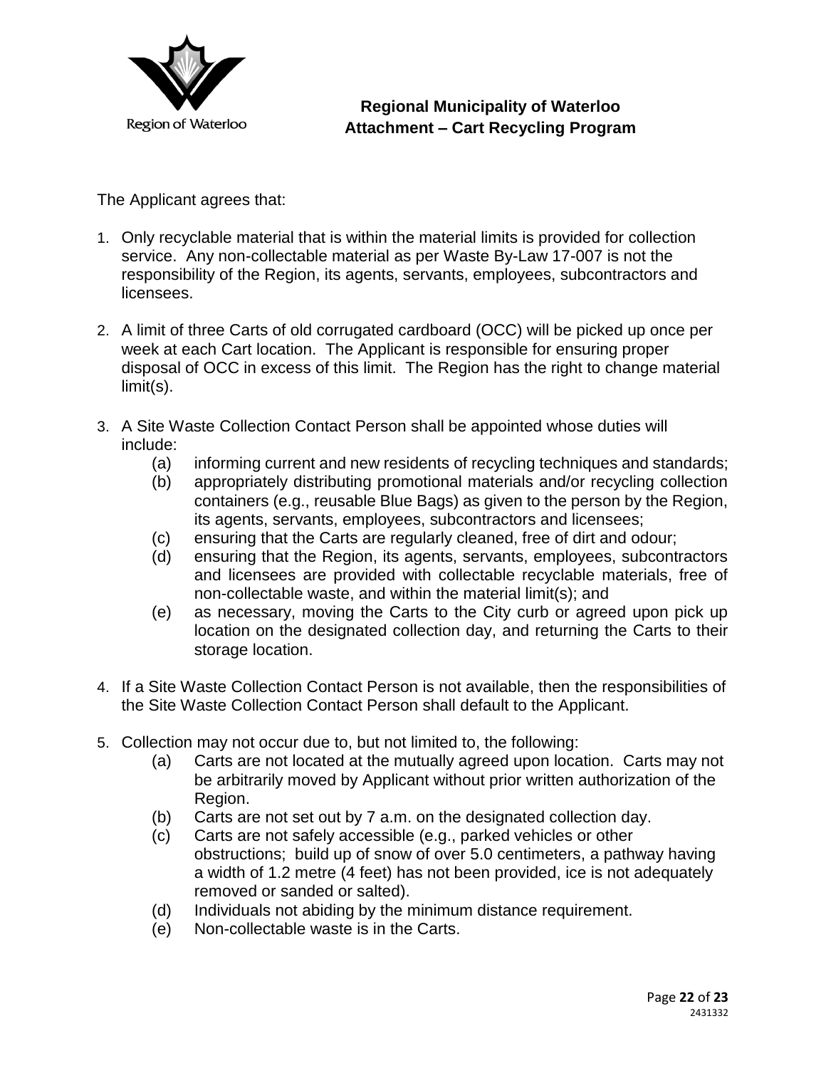**Regional Municipality of Waterloo**
**Attachment – Cart Recycling Program**

The Applicant agrees that:

1. Only recyclable material that is within the material limits is provided for collection service. Any non-collectable material as per Waste By-Law 17-007 is not the responsibility of the Region, its agents, servants, employees, subcontractors and licensees.

2. A limit of three Carts of old corrugated cardboard (OCC) will be picked up once per week at each Cart location. The Applicant is responsible for ensuring proper disposal of OCC in excess of this limit. The Region has the right to change material limit(s).

3. A Site Waste Collection Contact Person shall be appointed whose duties will include:
   - (a) informing current and new residents of recycling techniques and standards;
   - (b) appropriately distributing promotional materials and/or recycling collection containers (e.g., reusable Blue Bags) as given to the person by the Region, its agents, servants, employees, subcontractors and licensees;
   - (c) ensuring that the Carts are regularly cleaned, free of dirt and odour;
   - (d) ensuring that the Region, its agents, servants, employees, subcontractors and licensees are provided with collectable recyclable materials, free of non-collectable waste, and within the material limit(s); and
   - (e) as necessary, moving the Carts to the City curb or agreed upon pick up location on the designated collection day, and returning the Carts to their storage location.

4. If a Site Waste Collection Contact Person is not available, then the responsibilities of the Site Waste Collection Contact Person shall default to the Applicant.

5. Collection may not occur due to, but not limited to, the following:
   - (a) Carts are not located at the mutually agreed upon location. Carts may not be arbitrarily moved by Applicant without prior written authorization of the Region.
   - (b) Carts are not set out by 7 a.m. on the designated collection day.
   - (c) Carts are not safely accessible (e.g., parked vehicles or other obstructions; build up of snow of over 5.0 centimeters, a pathway having a width of 1.2 metre (4 feet) has not been provided, ice is not adequately removed or sanded or salted).
   - (d) Individuals not abiding by the minimum distance requirement.
   - (e) Non-collectable waste is in the Carts.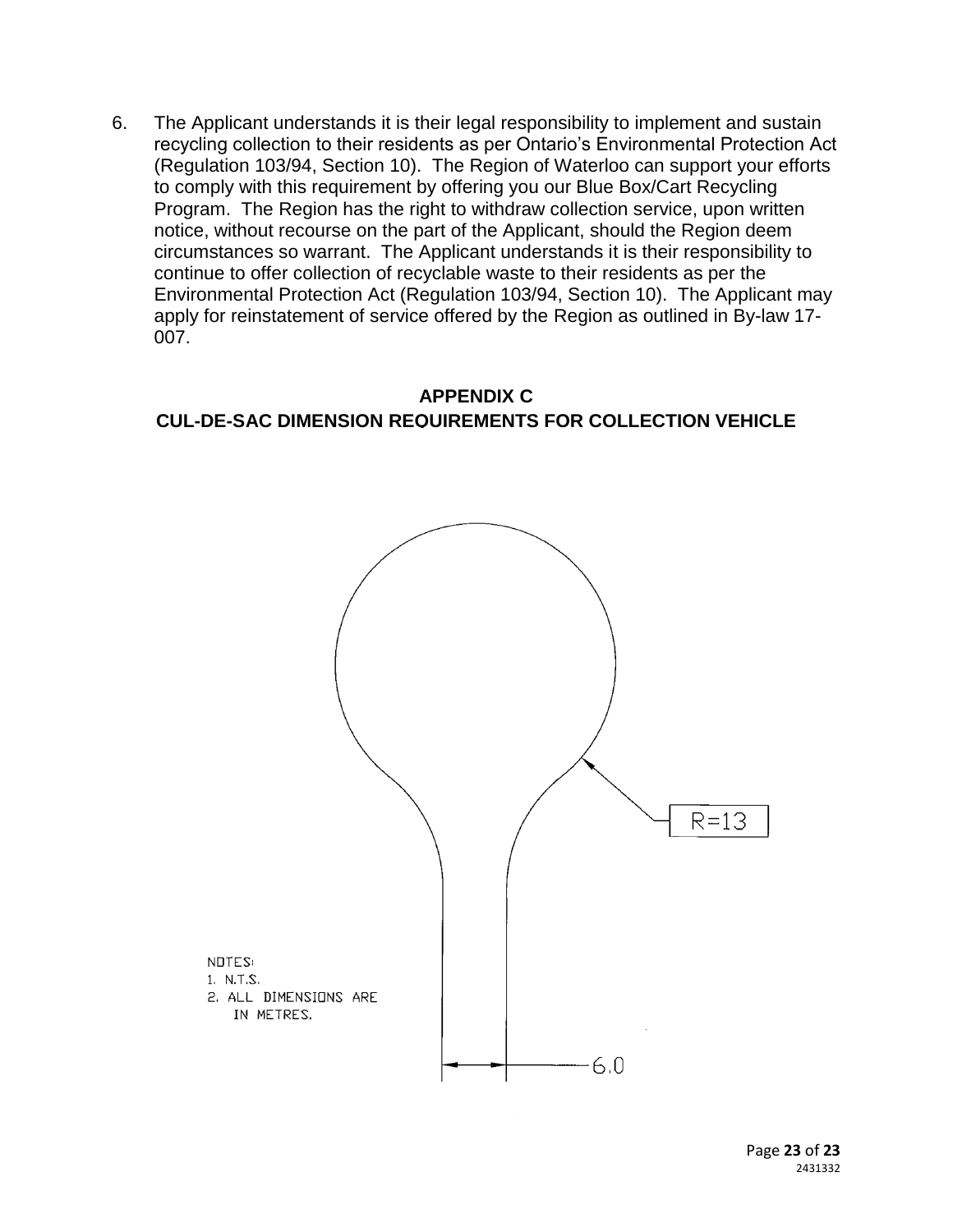6. The Applicant understands it is their legal responsibility to implement and sustain recycling collection to their residents as per Ontario's Environmental Protection Act (Regulation 103/94, Section 10). The Region of Waterloo can support your efforts to comply with this requirement by offering you our Blue Box/Cart Recycling Program. The Region has the right to withdraw collection service, upon written notice, without recourse on the part of the Applicant, should the Region deem circumstances so warrant. The Applicant understands it is their responsibility to continue to offer collection of recyclable waste to their residents as per the Environmental Protection Act (Regulation 103/94, Section 10). The Applicant may apply for reinstatement of service offered by the Region as outlined in By-law 17-007.

## APPENDIX C
## CUL-DE-SAC DIMENSION REQUIREMENTS FOR COLLECTION VEHICLE

R=13

6.0

NOTES:
1. N.T.S.
2. ALL DIMENSIONS ARE IN METRES.